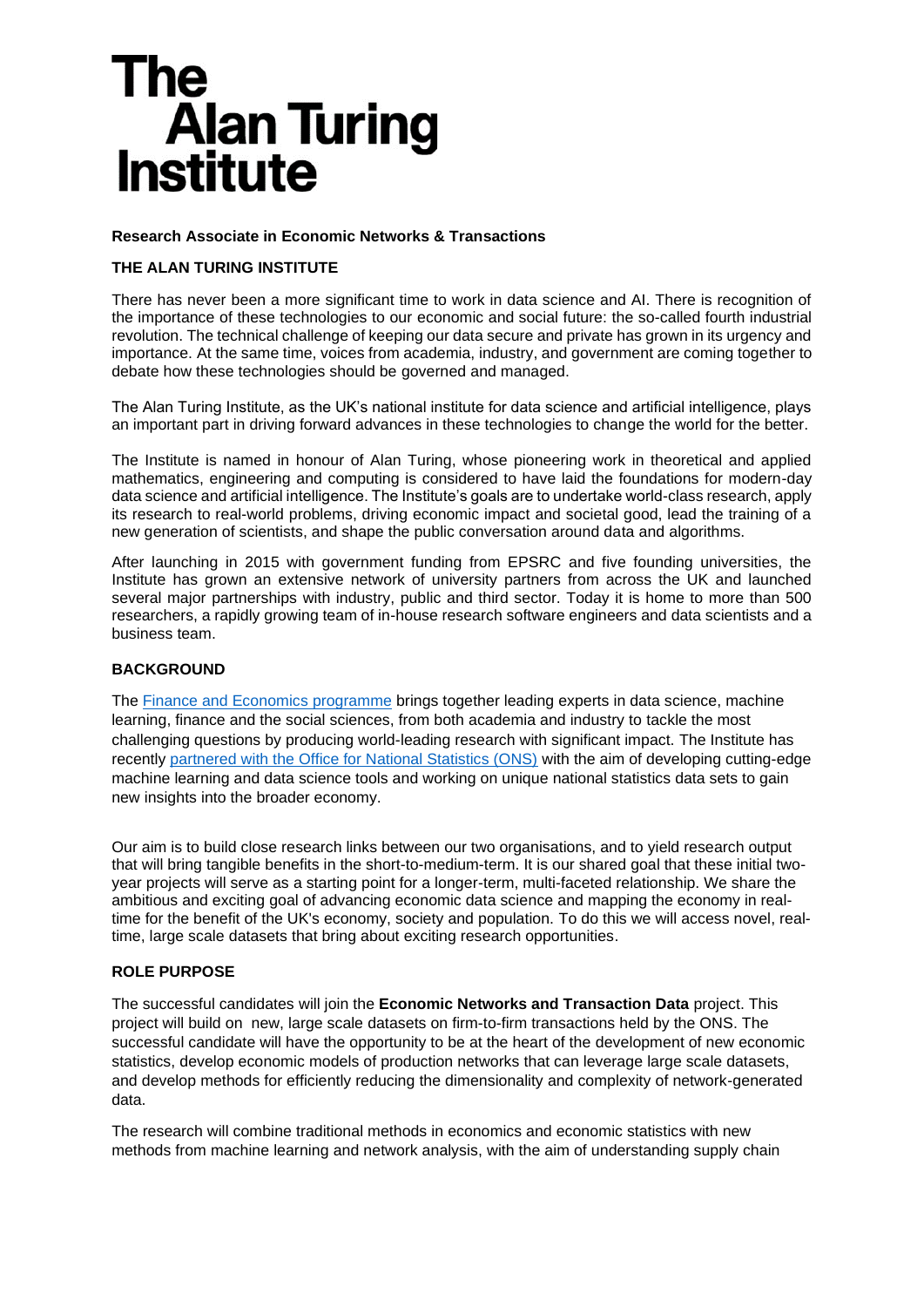# The Alan Turing Institute

**Research Associate in Economic Networks & Transactions**

## THE ALAN TURING INSTITUTE

There has never been a more significant time to work in data science and AI. There is recognition of the importance of these technologies to our economic and social future: the so-called fourth industrial revolution. The technical challenge of keeping our data secure and private has grown in its urgency and importance. At the same time, voices from academia, industry, and government are coming together to debate how these technologies should be governed and managed.

The Alan Turing Institute, as the UK's national institute for data science and artificial intelligence, plays an important part in driving forward advances in these technologies to change the world for the better.

The Institute is named in honour of Alan Turing, whose pioneering work in theoretical and applied mathematics, engineering and computing is considered to have laid the foundations for modern-day data science and artificial intelligence. The Institute's goals are to undertake world-class research, apply its research to real-world problems, driving economic impact and societal good, lead the training of a new generation of scientists, and shape the public conversation around data and algorithms.

After launching in 2015 with government funding from EPSRC and five founding universities, the Institute has grown an extensive network of university partners from across the UK and launched several major partnerships with industry, public and third sector. Today it is home to more than 500 researchers, a rapidly growing team of in-house research software engineers and data scientists and a business team.

## BACKGROUND

The Finance and Economics programme brings together leading experts in data science, machine learning, finance and the social sciences, from both academia and industry to tackle the most challenging questions by producing world-leading research with significant impact. The Institute has recently partnered with the Office for National Statistics (ONS) with the aim of developing cutting-edge machine learning and data science tools and working on unique national statistics data sets to gain new insights into the broader economy.

Our aim is to build close research links between our two organisations, and to yield research output that will bring tangible benefits in the short-to-medium-term. It is our shared goal that these initial two-year projects will serve as a starting point for a longer-term, multi-faceted relationship. We share the ambitious and exciting goal of advancing economic data science and mapping the economy in real-time for the benefit of the UK's economy, society and population. To do this we will access novel, real-time, large scale datasets that bring about exciting research opportunities.

## ROLE PURPOSE

The successful candidates will join the **Economic Networks and Transaction Data** project. This project will build on new, large scale datasets on firm-to-firm transactions held by the ONS. The successful candidate will have the opportunity to be at the heart of the development of new economic statistics, develop economic models of production networks that can leverage large scale datasets, and develop methods for efficiently reducing the dimensionality and complexity of network-generated data.

The research will combine traditional methods in economics and economic statistics with new methods from machine learning and network analysis, with the aim of understanding supply chain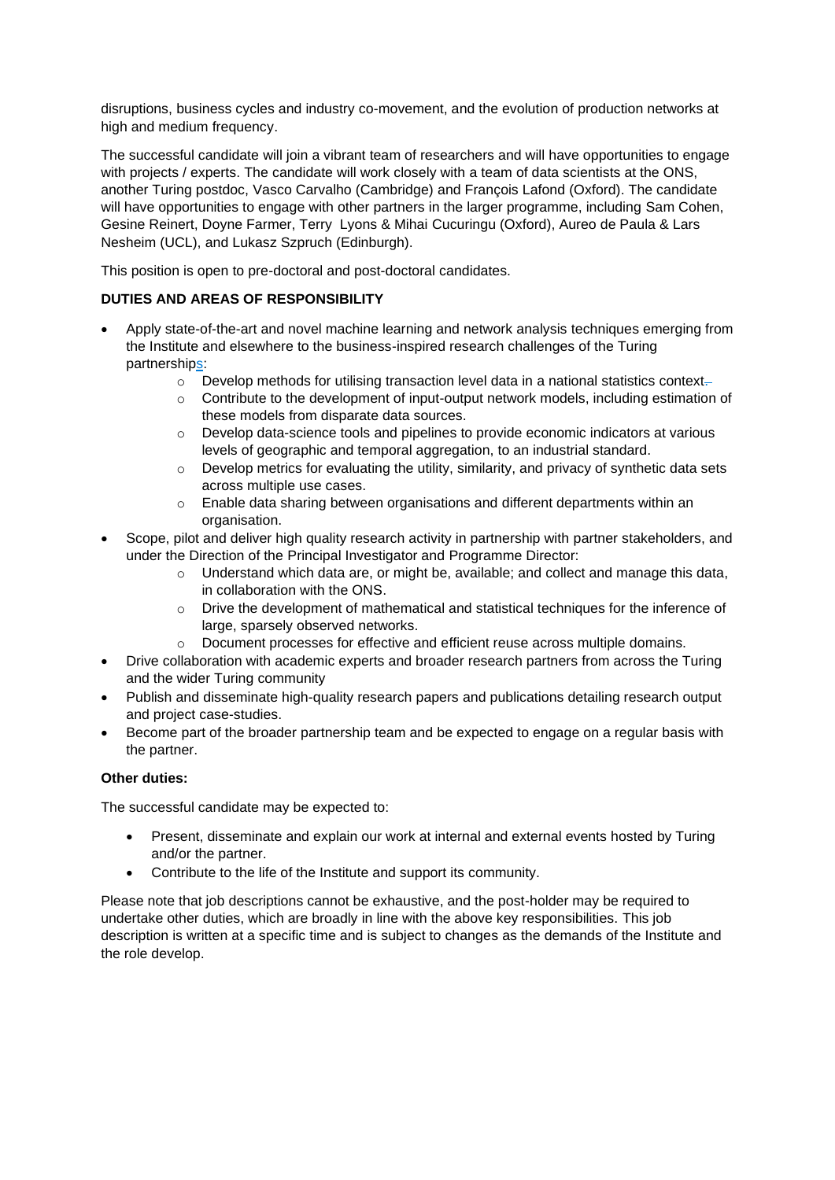disruptions, business cycles and industry co-movement, and the evolution of production networks at high and medium frequency.

The successful candidate will join a vibrant team of researchers and will have opportunities to engage with projects / experts. The candidate will work closely with a team of data scientists at the ONS, another Turing postdoc, Vasco Carvalho (Cambridge) and François Lafond (Oxford). The candidate will have opportunities to engage with other partners in the larger programme, including Sam Cohen, Gesine Reinert, Doyne Farmer, Terry Lyons & Mihai Cucuringu (Oxford), Aureo de Paula & Lars Nesheim (UCL), and Lukasz Szpruch (Edinburgh).

This position is open to pre-doctoral and post-doctoral candidates.

**DUTIES AND AREAS OF RESPONSIBILITY**

- Apply state-of-the-art and novel machine learning and network analysis techniques emerging from the Institute and elsewhere to the business-inspired research challenges of the Turing partnerships:
  - Develop methods for utilising transaction level data in a national statistics context.
  - Contribute to the development of input-output network models, including estimation of these models from disparate data sources.
  - Develop data-science tools and pipelines to provide economic indicators at various levels of geographic and temporal aggregation, to an industrial standard.
  - Develop metrics for evaluating the utility, similarity, and privacy of synthetic data sets across multiple use cases.
  - Enable data sharing between organisations and different departments within an organisation.
- Scope, pilot and deliver high quality research activity in partnership with partner stakeholders, and under the Direction of the Principal Investigator and Programme Director:
  - Understand which data are, or might be, available; and collect and manage this data, in collaboration with the ONS.
  - Drive the development of mathematical and statistical techniques for the inference of large, sparsely observed networks.
  - Document processes for effective and efficient reuse across multiple domains.
- Drive collaboration with academic experts and broader research partners from across the Turing and the wider Turing community
- Publish and disseminate high-quality research papers and publications detailing research output and project case-studies.
- Become part of the broader partnership team and be expected to engage on a regular basis with the partner.

**Other duties:**

The successful candidate may be expected to:

- Present, disseminate and explain our work at internal and external events hosted by Turing and/or the partner.
- Contribute to the life of the Institute and support its community.

Please note that job descriptions cannot be exhaustive, and the post-holder may be required to undertake other duties, which are broadly in line with the above key responsibilities. This job description is written at a specific time and is subject to changes as the demands of the Institute and the role develop.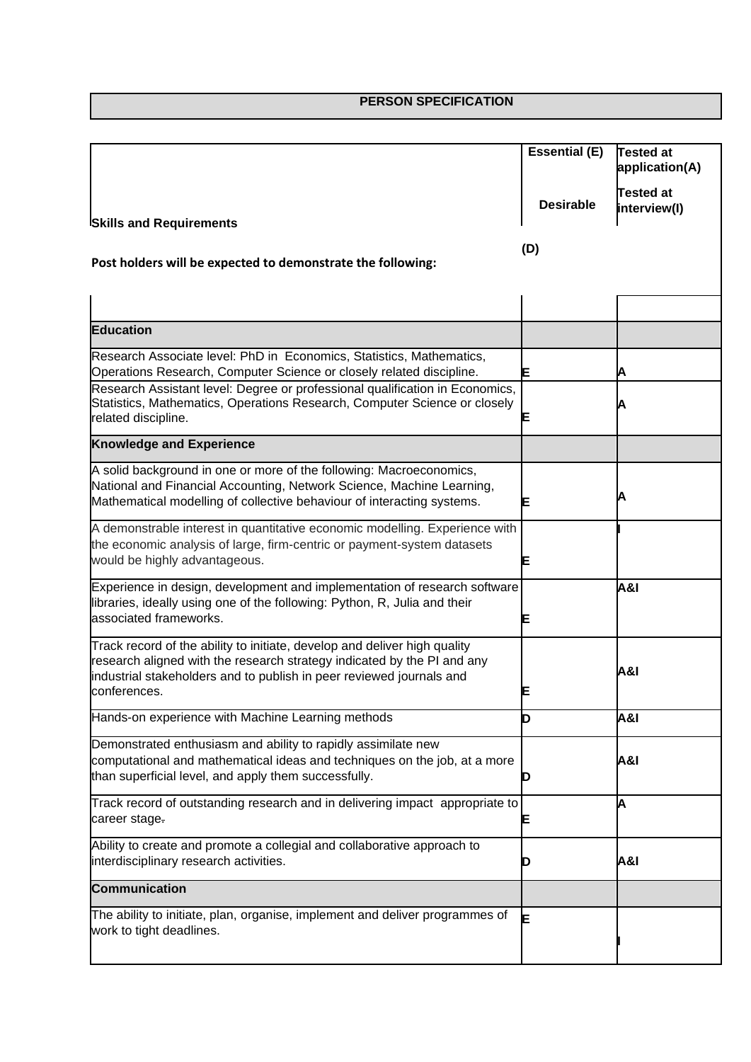# PERSON SPECIFICATION

| Skills and Requirements<br><br>**Post holders will be expected to demonstrate the following:** | Essential (E)<br><br>Desirable<br><br>(D) | Tested at application(A)<br><br>Tested at interview(I) |
|---|---|---|
| | | |
| **Education** | | |
| Research Associate level: PhD in Economics, Statistics, Mathematics, Operations Research, Computer Science or closely related discipline. | E | A |
| Research Assistant level: Degree or professional qualification in Economics, Statistics, Mathematics, Operations Research, Computer Science or closely related discipline. | E | A |
| **Knowledge and Experience** | | |
| A solid background in one or more of the following: Macroeconomics, National and Financial Accounting, Network Science, Machine Learning, Mathematical modelling of collective behaviour of interacting systems. | E | A |
| A demonstrable interest in quantitative economic modelling. Experience with the economic analysis of large, firm-centric or payment-system datasets would be highly advantageous. | E | I |
| Experience in design, development and implementation of research software libraries, ideally using one of the following: Python, R, Julia and their associated frameworks. | E | A&I |
| Track record of the ability to initiate, develop and deliver high quality research aligned with the research strategy indicated by the PI and any industrial stakeholders and to publish in peer reviewed journals and conferences. | E | A&I |
| Hands-on experience with Machine Learning methods | D | A&I |
| Demonstrated enthusiasm and ability to rapidly assimilate new computational and mathematical ideas and techniques on the job, at a more than superficial level, and apply them successfully. | D | A&I |
| Track record of outstanding research and in delivering impact appropriate to career stage. | E | A |
| Ability to create and promote a collegial and collaborative approach to interdisciplinary research activities. | D | A&I |
| **Communication** | | |
| The ability to initiate, plan, organise, implement and deliver programmes of work to tight deadlines. | E | I |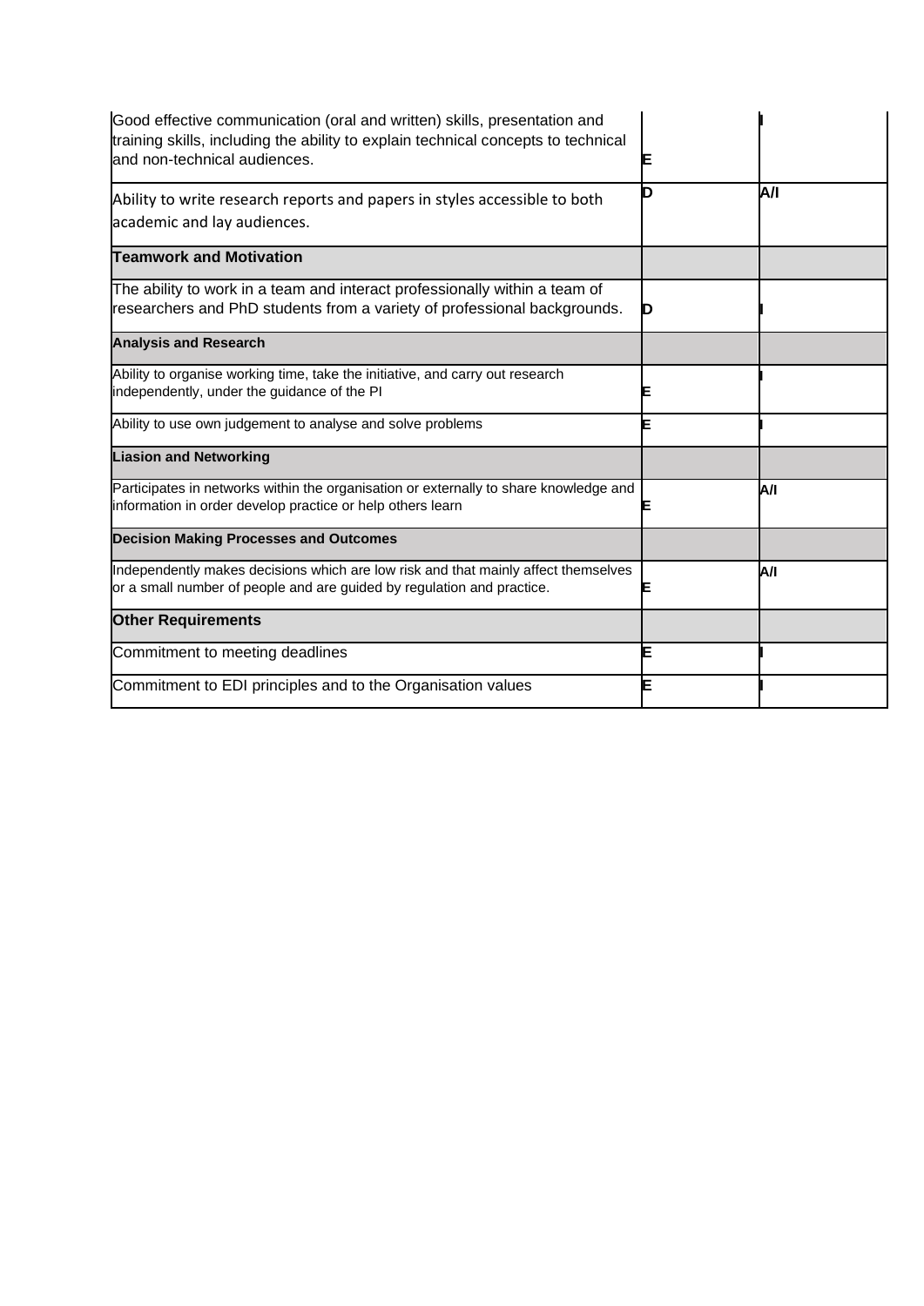| | | |
|---|---|---|
| Good effective communication (oral and written) skills, presentation and training skills, including the ability to explain technical concepts to technical and non-technical audiences. | **E** | **I** |
| Ability to write research reports and papers in styles accessible to both academic and lay audiences. | **D** | **A/I** |
| **Teamwork and Motivation** | | |
| The ability to work in a team and interact professionally within a team of researchers and PhD students from a variety of professional backgrounds. | **D** | **I** |
| **Analysis and Research** | | |
| Ability to organise working time, take the initiative, and carry out research independently, under the guidance of the PI | **E** | **I** |
| Ability to use own judgement to analyse and solve problems | **E** | **I** |
| **Liasion and Networking** | | |
| Participates in networks within the organisation or externally to share knowledge and information in order develop practice or help others learn | **E** | **A/I** |
| **Decision Making Processes and Outcomes** | | |
| Independently makes decisions which are low risk and that mainly affect themselves or a small number of people and are guided by regulation and practice. | **E** | **A/I** |
| **Other Requirements** | | |
| Commitment to meeting deadlines | **E** | **I** |
| Commitment to EDI principles and to the Organisation values | **E** | **I** |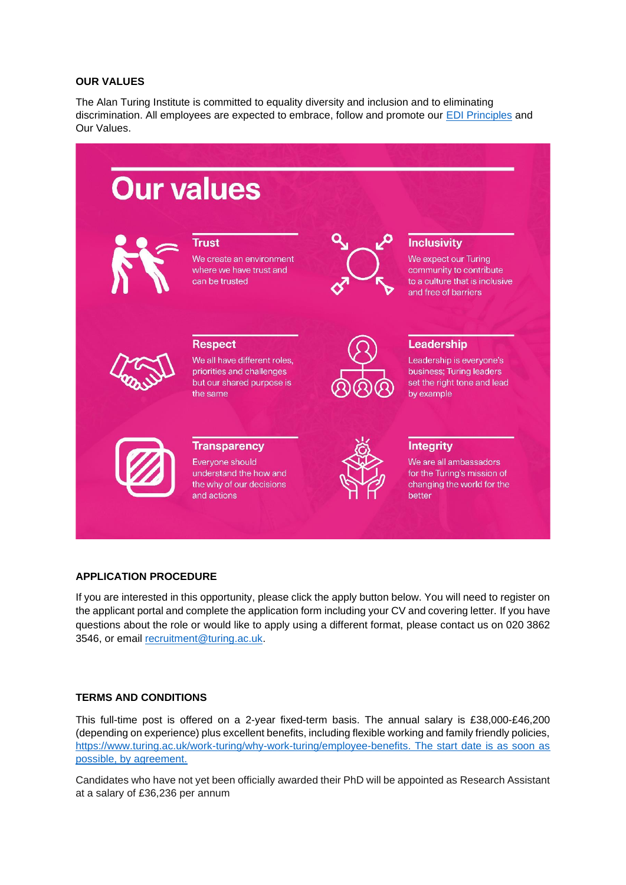**OUR VALUES**

The Alan Turing Institute is committed to equality diversity and inclusion and to eliminating discrimination. All employees are expected to embrace, follow and promote our [EDI Principles]() and Our Values.

# Our values

**Trust**

We create an environment where we have trust and can be trusted

**Inclusivity**

We expect our Turing community to contribute to a culture that is inclusive and free of barriers

**Respect**

We all have different roles, priorities and challenges but our shared purpose is the same

**Leadership**

Leadership is everyone's business; Turing leaders set the right tone and lead by example

**Transparency**

Everyone should understand the how and the why of our decisions and actions

**Integrity**

We are all ambassadors for the Turing's mission of changing the world for the better

**APPLICATION PROCEDURE**

If you are interested in this opportunity, please click the apply button below. You will need to register on the applicant portal and complete the application form including your CV and covering letter. If you have questions about the role or would like to apply using a different format, please contact us on 020 3862 3546, or email [recruitment@turing.ac.uk]().

**TERMS AND CONDITIONS**

This full-time post is offered on a 2-year fixed-term basis. The annual salary is £38,000-£46,200 (depending on experience) plus excellent benefits, including flexible working and family friendly policies, [https://www.turing.ac.uk/work-turing/why-work-turing/employee-benefits. The start date is as soon as possible, by agreement.]()

Candidates who have not yet been officially awarded their PhD will be appointed as Research Assistant at a salary of £36,236 per annum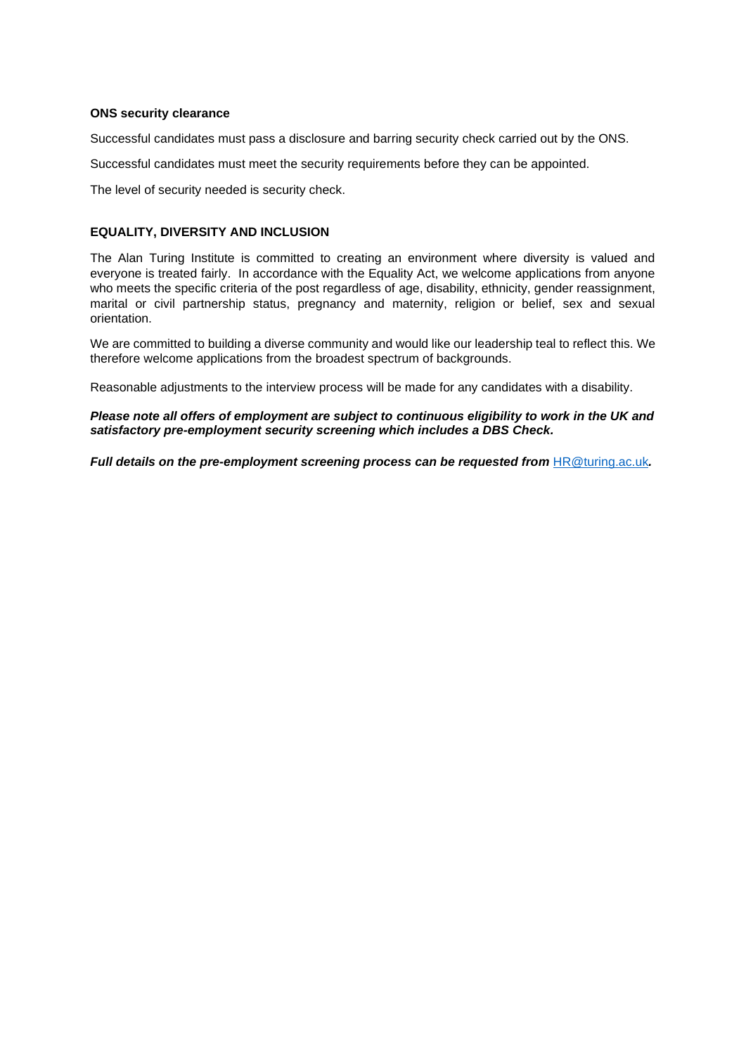**ONS security clearance**

Successful candidates must pass a disclosure and barring security check carried out by the ONS.

Successful candidates must meet the security requirements before they can be appointed.

The level of security needed is security check.

**EQUALITY, DIVERSITY AND INCLUSION**

The Alan Turing Institute is committed to creating an environment where diversity is valued and everyone is treated fairly. In accordance with the Equality Act, we welcome applications from anyone who meets the specific criteria of the post regardless of age, disability, ethnicity, gender reassignment, marital or civil partnership status, pregnancy and maternity, religion or belief, sex and sexual orientation.

We are committed to building a diverse community and would like our leadership teal to reflect this. We therefore welcome applications from the broadest spectrum of backgrounds.

Reasonable adjustments to the interview process will be made for any candidates with a disability.

***Please note all offers of employment are subject to continuous eligibility to work in the UK and satisfactory pre-employment security screening which includes a DBS Check.***

***Full details on the pre-employment screening process can be requested from*** HR@turing.ac.uk***.***